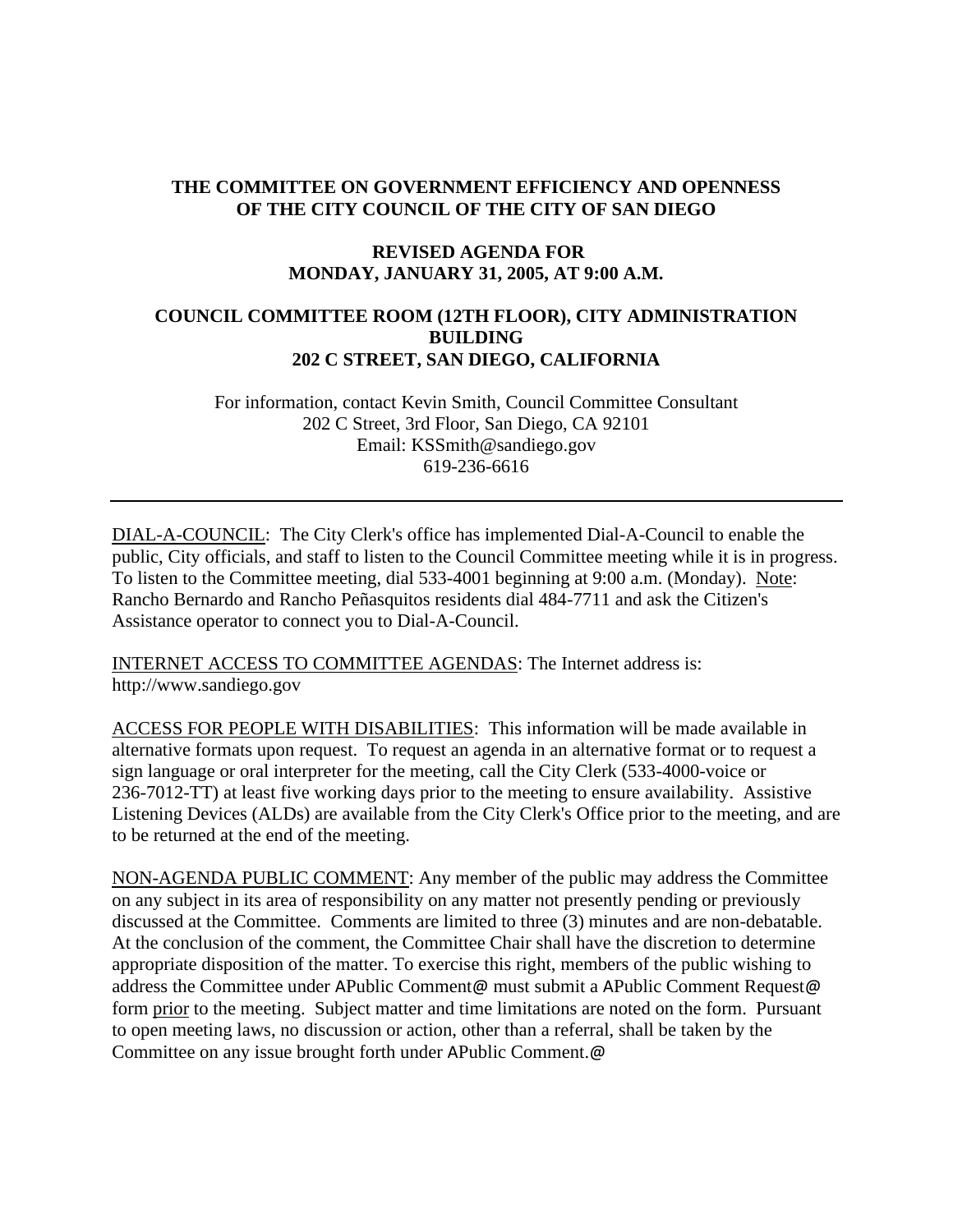**THE COMMITTEE ON GOVERNMENT EFFICIENCY AND OPENNESS OF THE CITY COUNCIL OF THE CITY OF SAN DIEGO**

**REVISED AGENDA FOR MONDAY, JANUARY 31, 2005, AT 9:00 A.M.**

**COUNCIL COMMITTEE ROOM (12TH FLOOR), CITY ADMINISTRATION BUILDING 202 C STREET, SAN DIEGO, CALIFORNIA**

For information, contact Kevin Smith, Council Committee Consultant
202 C Street, 3rd Floor, San Diego, CA 92101
Email: KSSmith@sandiego.gov
619-236-6616

---

DIAL-A-COUNCIL: The City Clerk's office has implemented Dial-A-Council to enable the public, City officials, and staff to listen to the Council Committee meeting while it is in progress. To listen to the Committee meeting, dial 533-4001 beginning at 9:00 a.m. (Monday). Note: Rancho Bernardo and Rancho Peñasquitos residents dial 484-7711 and ask the Citizen's Assistance operator to connect you to Dial-A-Council.

INTERNET ACCESS TO COMMITTEE AGENDAS: The Internet address is: http://www.sandiego.gov

ACCESS FOR PEOPLE WITH DISABILITIES: This information will be made available in alternative formats upon request. To request an agenda in an alternative format or to request a sign language or oral interpreter for the meeting, call the City Clerk (533-4000-voice or 236-7012-TT) at least five working days prior to the meeting to ensure availability. Assistive Listening Devices (ALDs) are available from the City Clerk's Office prior to the meeting, and are to be returned at the end of the meeting.

NON-AGENDA PUBLIC COMMENT: Any member of the public may address the Committee on any subject in its area of responsibility on any matter not presently pending or previously discussed at the Committee. Comments are limited to three (3) minutes and are non-debatable. At the conclusion of the comment, the Committee Chair shall have the discretion to determine appropriate disposition of the matter. To exercise this right, members of the public wishing to address the Committee under APublic Comment@ must submit a APublic Comment Request@ form prior to the meeting. Subject matter and time limitations are noted on the form. Pursuant to open meeting laws, no discussion or action, other than a referral, shall be taken by the Committee on any issue brought forth under APublic Comment.@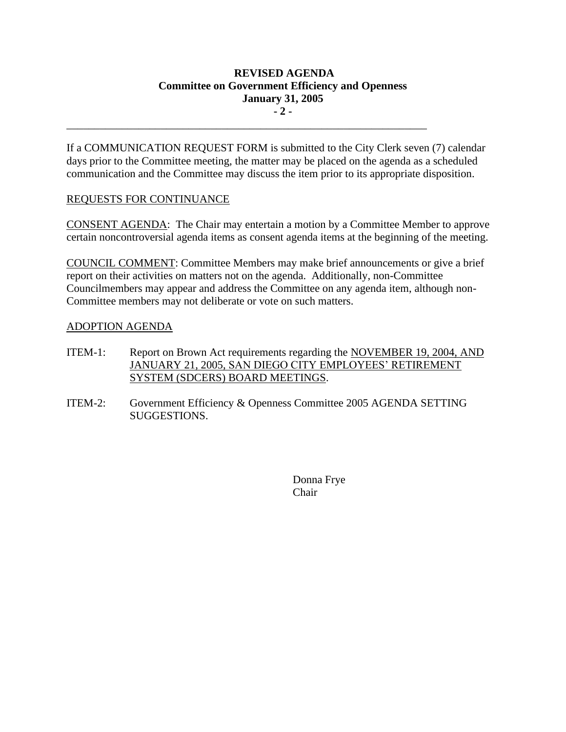If a COMMUNICATION REQUEST FORM is submitted to the City Clerk seven (7) calendar days prior to the Committee meeting, the matter may be placed on the agenda as a scheduled communication and the Committee may discuss the item prior to its appropriate disposition.

REQUESTS FOR CONTINUANCE

CONSENT AGENDA: The Chair may entertain a motion by a Committee Member to approve certain noncontroversial agenda items as consent agenda items at the beginning of the meeting.

COUNCIL COMMENT: Committee Members may make brief announcements or give a brief report on their activities on matters not on the agenda. Additionally, non-Committee Councilmembers may appear and address the Committee on any agenda item, although non-Committee members may not deliberate or vote on such matters.

ADOPTION AGENDA

ITEM-1: Report on Brown Act requirements regarding the NOVEMBER 19, 2004, AND JANUARY 21, 2005, SAN DIEGO CITY EMPLOYEES' RETIREMENT SYSTEM (SDCERS) BOARD MEETINGS.

ITEM-2: Government Efficiency & Openness Committee 2005 AGENDA SETTING SUGGESTIONS.

Donna Frye
Chair